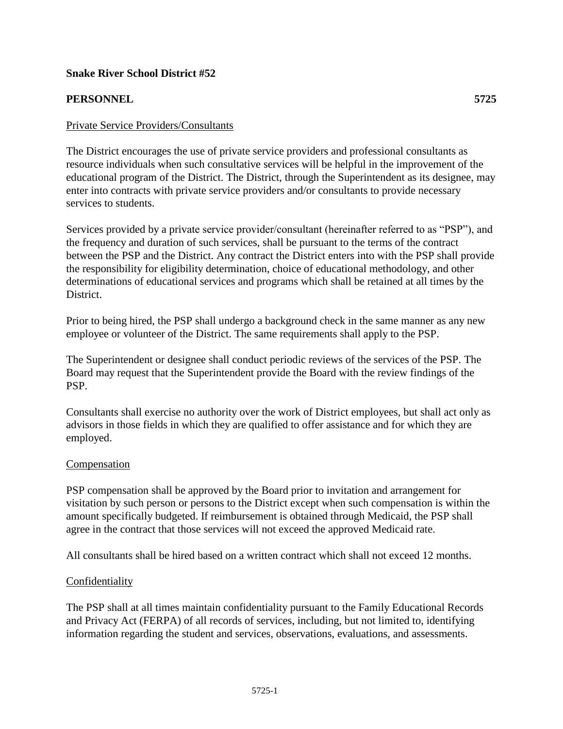**Snake River School District #52**

**PERSONNEL** **5725**

Private Service Providers/Consultants

The District encourages the use of private service providers and professional consultants as resource individuals when such consultative services will be helpful in the improvement of the educational program of the District. The District, through the Superintendent as its designee, may enter into contracts with private service providers and/or consultants to provide necessary services to students.

Services provided by a private service provider/consultant (hereinafter referred to as "PSP"), and the frequency and duration of such services, shall be pursuant to the terms of the contract between the PSP and the District. Any contract the District enters into with the PSP shall provide the responsibility for eligibility determination, choice of educational methodology, and other determinations of educational services and programs which shall be retained at all times by the District.

Prior to being hired, the PSP shall undergo a background check in the same manner as any new employee or volunteer of the District. The same requirements shall apply to the PSP.

The Superintendent or designee shall conduct periodic reviews of the services of the PSP. The Board may request that the Superintendent provide the Board with the review findings of the PSP.

Consultants shall exercise no authority over the work of District employees, but shall act only as advisors in those fields in which they are qualified to offer assistance and for which they are employed.

Compensation

PSP compensation shall be approved by the Board prior to invitation and arrangement for visitation by such person or persons to the District except when such compensation is within the amount specifically budgeted. If reimbursement is obtained through Medicaid, the PSP shall agree in the contract that those services will not exceed the approved Medicaid rate.

All consultants shall be hired based on a written contract which shall not exceed 12 months.

Confidentiality

The PSP shall at all times maintain confidentiality pursuant to the Family Educational Records and Privacy Act (FERPA) of all records of services, including, but not limited to, identifying information regarding the student and services, observations, evaluations, and assessments.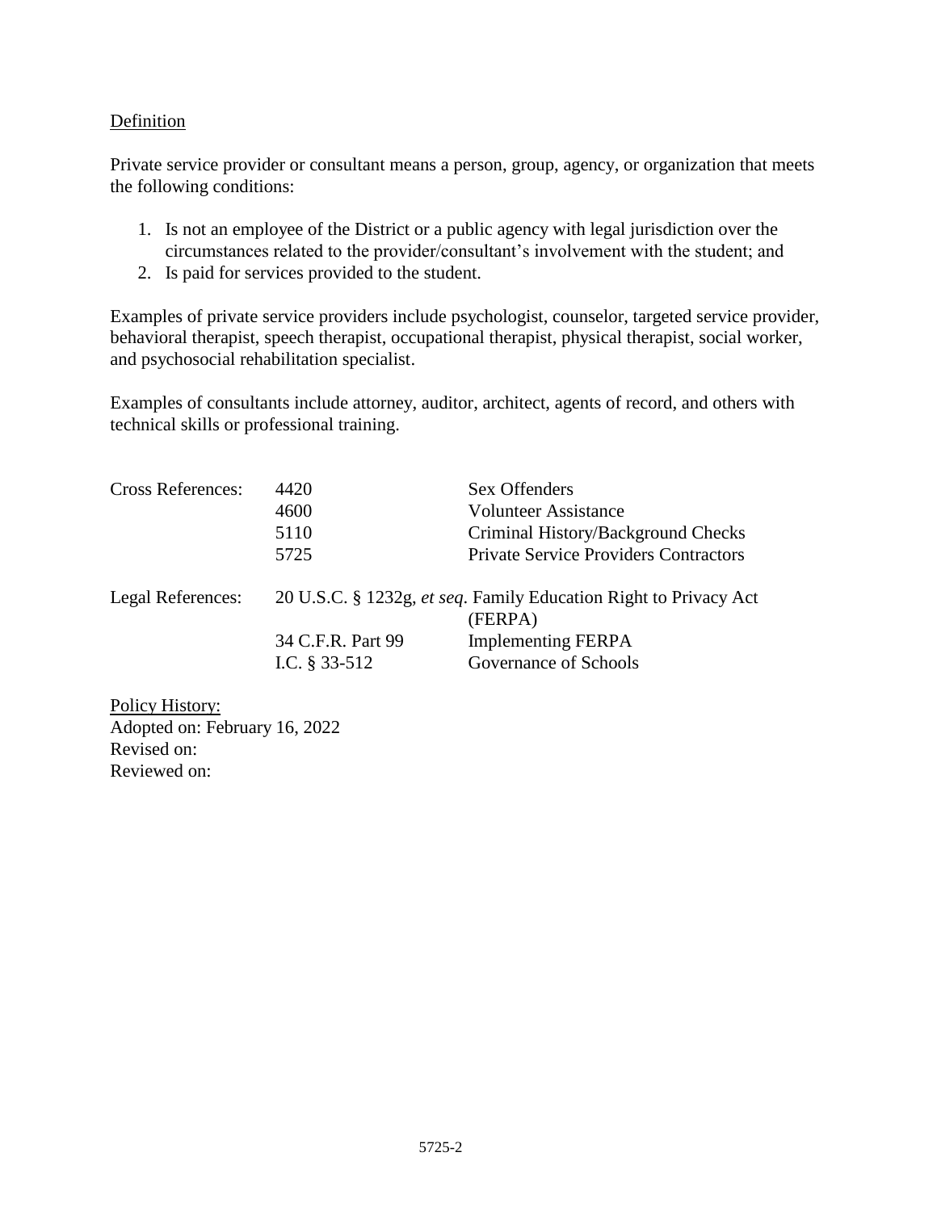Definition

Private service provider or consultant means a person, group, agency, or organization that meets the following conditions:

1. Is not an employee of the District or a public agency with legal jurisdiction over the circumstances related to the provider/consultant's involvement with the student; and
2. Is paid for services provided to the student.

Examples of private service providers include psychologist, counselor, targeted service provider, behavioral therapist, speech therapist, occupational therapist, physical therapist, social worker, and psychosocial rehabilitation specialist.

Examples of consultants include attorney, auditor, architect, agents of record, and others with technical skills or professional training.

| | | |
|---|---|---|
| Cross References: | 4420 | Sex Offenders |
| | 4600 | Volunteer Assistance |
| | 5110 | Criminal History/Background Checks |
| | 5725 | Private Service Providers Contractors |
| Legal References: | 20 U.S.C. § 1232g, *et seq*. | Family Education Right to Privacy Act (FERPA) |
| | 34 C.F.R. Part 99 | Implementing FERPA |
| | I.C. § 33-512 | Governance of Schools |

Policy History:
Adopted on: February 16, 2022
Revised on:
Reviewed on: